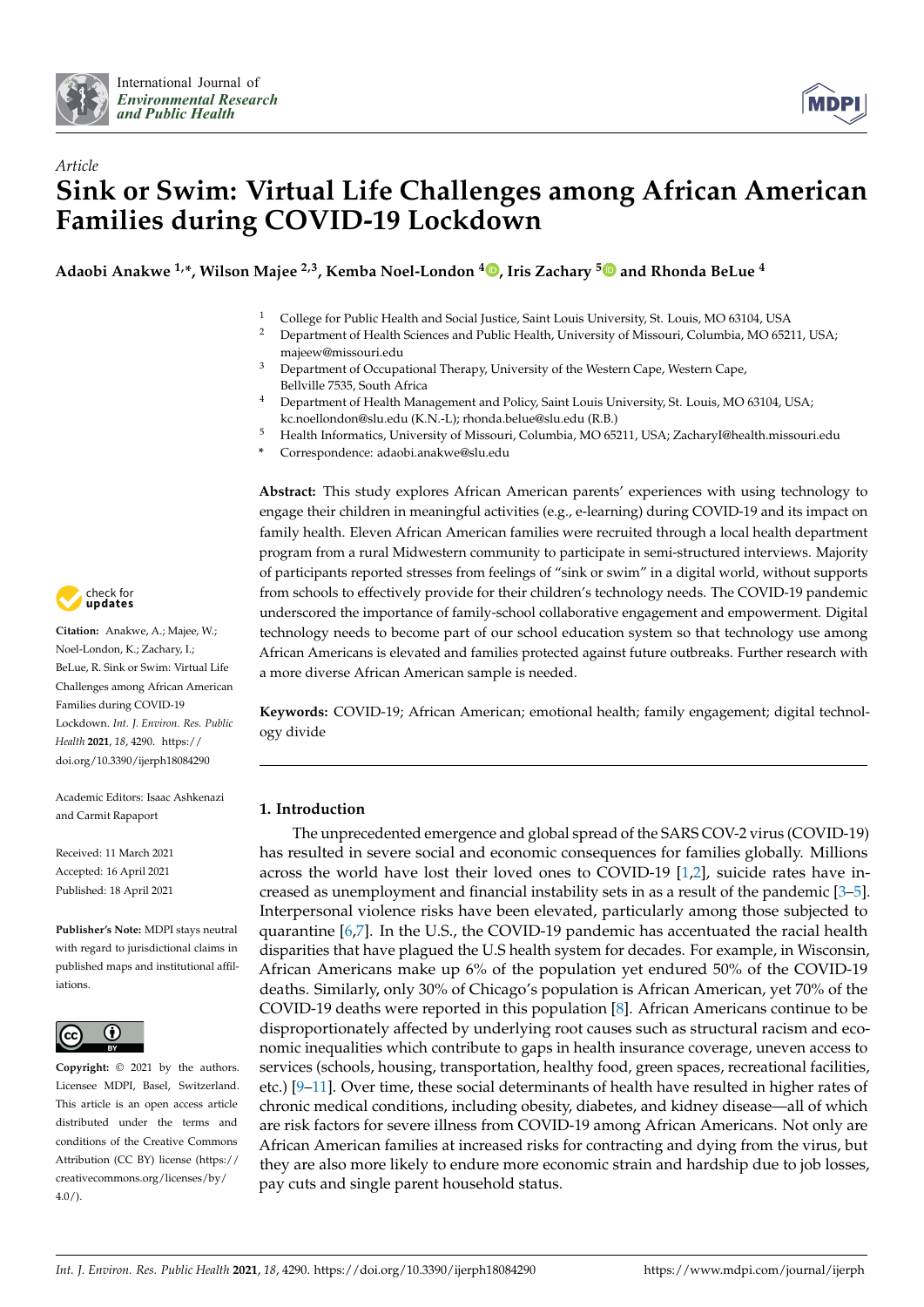*Article*

# Sink or Swim: Virtual Life Challenges among African American Families during COVID-19 Lockdown

**Adaobi Anakwe [1,*], Wilson Majee [2,3], Kemba Noel-London [4], Iris Zachary [5] and Rhonda BeLue [4]**

[1] College for Public Health and Social Justice, Saint Louis University, St. Louis, MO 63104, USA
[2] Department of Health Sciences and Public Health, University of Missouri, Columbia, MO 65211, USA; majeew@missouri.edu
[3] Department of Occupational Therapy, University of the Western Cape, Western Cape, Bellville 7535, South Africa
[4] Department of Health Management and Policy, Saint Louis University, St. Louis, MO 63104, USA; kc.noellondon@slu.edu (K.N.-L); rhonda.belue@slu.edu (R.B.)
[5] Health Informatics, University of Missouri, Columbia, MO 65211, USA; ZacharyI@health.missouri.edu
\* Correspondence: adaobi.anakwe@slu.edu

**Abstract:** This study explores African American parents' experiences with using technology to engage their children in meaningful activities (e.g., e-learning) during COVID-19 and its impact on family health. Eleven African American families were recruited through a local health department program from a rural Midwestern community to participate in semi-structured interviews. Majority of participants reported stresses from feelings of "sink or swim" in a digital world, without supports from schools to effectively provide for their children's technology needs. The COVID-19 pandemic underscored the importance of family-school collaborative engagement and empowerment. Digital technology needs to become part of our school education system so that technology use among African Americans is elevated and families protected against future outbreaks. Further research with a more diverse African American sample is needed.

**Keywords:** COVID-19; African American; emotional health; family engagement; digital technology divide

**Citation:** Anakwe, A.; Majee, W.; Noel-London, K.; Zachary, I.; BeLue, R. Sink or Swim: Virtual Life Challenges among African American Families during COVID-19 Lockdown. *Int. J. Environ. Res. Public Health* **2021**, *18*, 4290. https://doi.org/10.3390/ijerph18084290

Academic Editors: Isaac Ashkenazi and Carmit Rapaport

Received: 11 March 2021
Accepted: 16 April 2021
Published: 18 April 2021

**Publisher's Note:** MDPI stays neutral with regard to jurisdictional claims in published maps and institutional affiliations.

**Copyright:** © 2021 by the authors. Licensee MDPI, Basel, Switzerland. This article is an open access article distributed under the terms and conditions of the Creative Commons Attribution (CC BY) license (https://creativecommons.org/licenses/by/4.0/).

## 1. Introduction

The unprecedented emergence and global spread of the SARS COV-2 virus (COVID-19) has resulted in severe social and economic consequences for families globally. Millions across the world have lost their loved ones to COVID-19 [1,2], suicide rates have increased as unemployment and financial instability sets in as a result of the pandemic [3–5]. Interpersonal violence risks have been elevated, particularly among those subjected to quarantine [6,7]. In the U.S., the COVID-19 pandemic has accentuated the racial health disparities that have plagued the U.S health system for decades. For example, in Wisconsin, African Americans make up 6% of the population yet endured 50% of the COVID-19 deaths. Similarly, only 30% of Chicago's population is African American, yet 70% of the COVID-19 deaths were reported in this population [8]. African Americans continue to be disproportionately affected by underlying root causes such as structural racism and economic inequalities which contribute to gaps in health insurance coverage, uneven access to services (schools, housing, transportation, healthy food, green spaces, recreational facilities, etc.) [9–11]. Over time, these social determinants of health have resulted in higher rates of chronic medical conditions, including obesity, diabetes, and kidney disease—all of which are risk factors for severe illness from COVID-19 among African Americans. Not only are African American families at increased risks for contracting and dying from the virus, but they are also more likely to endure more economic strain and hardship due to job losses, pay cuts and single parent household status.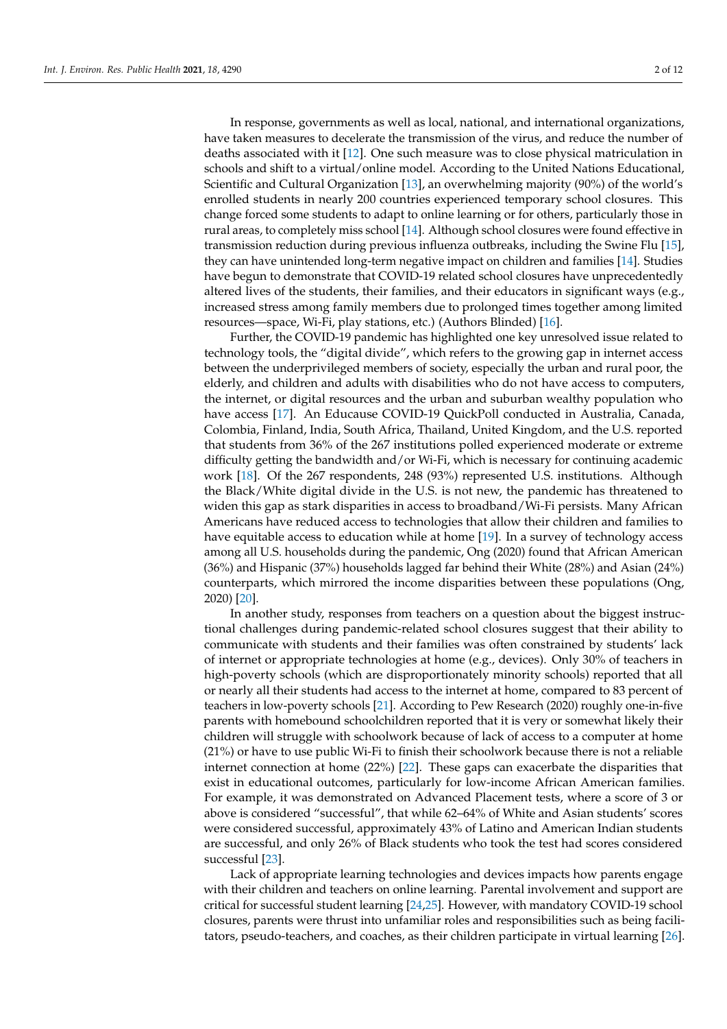In response, governments as well as local, national, and international organizations, have taken measures to decelerate the transmission of the virus, and reduce the number of deaths associated with it [12]. One such measure was to close physical matriculation in schools and shift to a virtual/online model. According to the United Nations Educational, Scientific and Cultural Organization [13], an overwhelming majority (90%) of the world's enrolled students in nearly 200 countries experienced temporary school closures. This change forced some students to adapt to online learning or for others, particularly those in rural areas, to completely miss school [14]. Although school closures were found effective in transmission reduction during previous influenza outbreaks, including the Swine Flu [15], they can have unintended long-term negative impact on children and families [14]. Studies have begun to demonstrate that COVID-19 related school closures have unprecedentedly altered lives of the students, their families, and their educators in significant ways (e.g., increased stress among family members due to prolonged times together among limited resources—space, Wi-Fi, play stations, etc.) (Authors Blinded) [16].

Further, the COVID-19 pandemic has highlighted one key unresolved issue related to technology tools, the "digital divide", which refers to the growing gap in internet access between the underprivileged members of society, especially the urban and rural poor, the elderly, and children and adults with disabilities who do not have access to computers, the internet, or digital resources and the urban and suburban wealthy population who have access [17]. An Educause COVID-19 QuickPoll conducted in Australia, Canada, Colombia, Finland, India, South Africa, Thailand, United Kingdom, and the U.S. reported that students from 36% of the 267 institutions polled experienced moderate or extreme difficulty getting the bandwidth and/or Wi-Fi, which is necessary for continuing academic work [18]. Of the 267 respondents, 248 (93%) represented U.S. institutions. Although the Black/White digital divide in the U.S. is not new, the pandemic has threatened to widen this gap as stark disparities in access to broadband/Wi-Fi persists. Many African Americans have reduced access to technologies that allow their children and families to have equitable access to education while at home [19]. In a survey of technology access among all U.S. households during the pandemic, Ong (2020) found that African American (36%) and Hispanic (37%) households lagged far behind their White (28%) and Asian (24%) counterparts, which mirrored the income disparities between these populations (Ong, 2020) [20].

In another study, responses from teachers on a question about the biggest instructional challenges during pandemic-related school closures suggest that their ability to communicate with students and their families was often constrained by students' lack of internet or appropriate technologies at home (e.g., devices). Only 30% of teachers in high-poverty schools (which are disproportionately minority schools) reported that all or nearly all their students had access to the internet at home, compared to 83 percent of teachers in low-poverty schools [21]. According to Pew Research (2020) roughly one-in-five parents with homebound schoolchildren reported that it is very or somewhat likely their children will struggle with schoolwork because of lack of access to a computer at home (21%) or have to use public Wi-Fi to finish their schoolwork because there is not a reliable internet connection at home (22%) [22]. These gaps can exacerbate the disparities that exist in educational outcomes, particularly for low-income African American families. For example, it was demonstrated on Advanced Placement tests, where a score of 3 or above is considered "successful", that while 62–64% of White and Asian students' scores were considered successful, approximately 43% of Latino and American Indian students are successful, and only 26% of Black students who took the test had scores considered successful [23].

Lack of appropriate learning technologies and devices impacts how parents engage with their children and teachers on online learning. Parental involvement and support are critical for successful student learning [24,25]. However, with mandatory COVID-19 school closures, parents were thrust into unfamiliar roles and responsibilities such as being facilitators, pseudo-teachers, and coaches, as their children participate in virtual learning [26].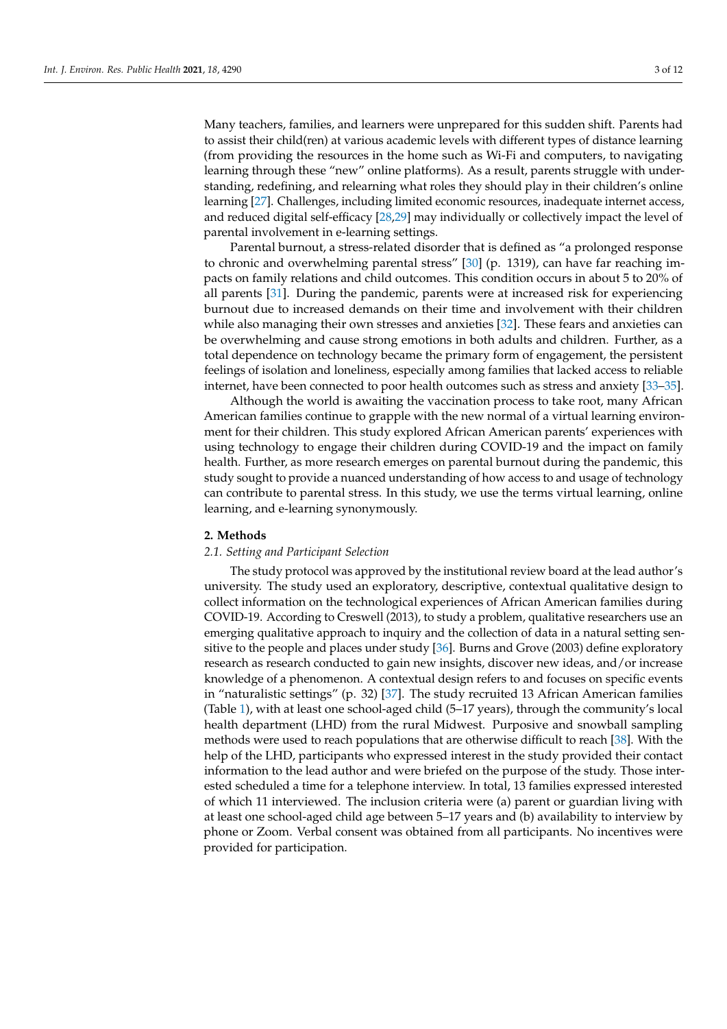Many teachers, families, and learners were unprepared for this sudden shift. Parents had to assist their child(ren) at various academic levels with different types of distance learning (from providing the resources in the home such as Wi-Fi and computers, to navigating learning through these "new" online platforms). As a result, parents struggle with understanding, redefining, and relearning what roles they should play in their children's online learning [27]. Challenges, including limited economic resources, inadequate internet access, and reduced digital self-efficacy [28,29] may individually or collectively impact the level of parental involvement in e-learning settings.

Parental burnout, a stress-related disorder that is defined as "a prolonged response to chronic and overwhelming parental stress" [30] (p. 1319), can have far reaching impacts on family relations and child outcomes. This condition occurs in about 5 to 20% of all parents [31]. During the pandemic, parents were at increased risk for experiencing burnout due to increased demands on their time and involvement with their children while also managing their own stresses and anxieties [32]. These fears and anxieties can be overwhelming and cause strong emotions in both adults and children. Further, as a total dependence on technology became the primary form of engagement, the persistent feelings of isolation and loneliness, especially among families that lacked access to reliable internet, have been connected to poor health outcomes such as stress and anxiety [33–35].

Although the world is awaiting the vaccination process to take root, many African American families continue to grapple with the new normal of a virtual learning environment for their children. This study explored African American parents' experiences with using technology to engage their children during COVID-19 and the impact on family health. Further, as more research emerges on parental burnout during the pandemic, this study sought to provide a nuanced understanding of how access to and usage of technology can contribute to parental stress. In this study, we use the terms virtual learning, online learning, and e-learning synonymously.

## 2. Methods

### *2.1. Setting and Participant Selection*

The study protocol was approved by the institutional review board at the lead author's university. The study used an exploratory, descriptive, contextual qualitative design to collect information on the technological experiences of African American families during COVID-19. According to Creswell (2013), to study a problem, qualitative researchers use an emerging qualitative approach to inquiry and the collection of data in a natural setting sensitive to the people and places under study [36]. Burns and Grove (2003) define exploratory research as research conducted to gain new insights, discover new ideas, and/or increase knowledge of a phenomenon. A contextual design refers to and focuses on specific events in "naturalistic settings" (p. 32) [37]. The study recruited 13 African American families (Table 1), with at least one school-aged child (5–17 years), through the community's local health department (LHD) from the rural Midwest. Purposive and snowball sampling methods were used to reach populations that are otherwise difficult to reach [38]. With the help of the LHD, participants who expressed interest in the study provided their contact information to the lead author and were briefed on the purpose of the study. Those interested scheduled a time for a telephone interview. In total, 13 families expressed interested of which 11 interviewed. The inclusion criteria were (a) parent or guardian living with at least one school-aged child age between 5–17 years and (b) availability to interview by phone or Zoom. Verbal consent was obtained from all participants. No incentives were provided for participation.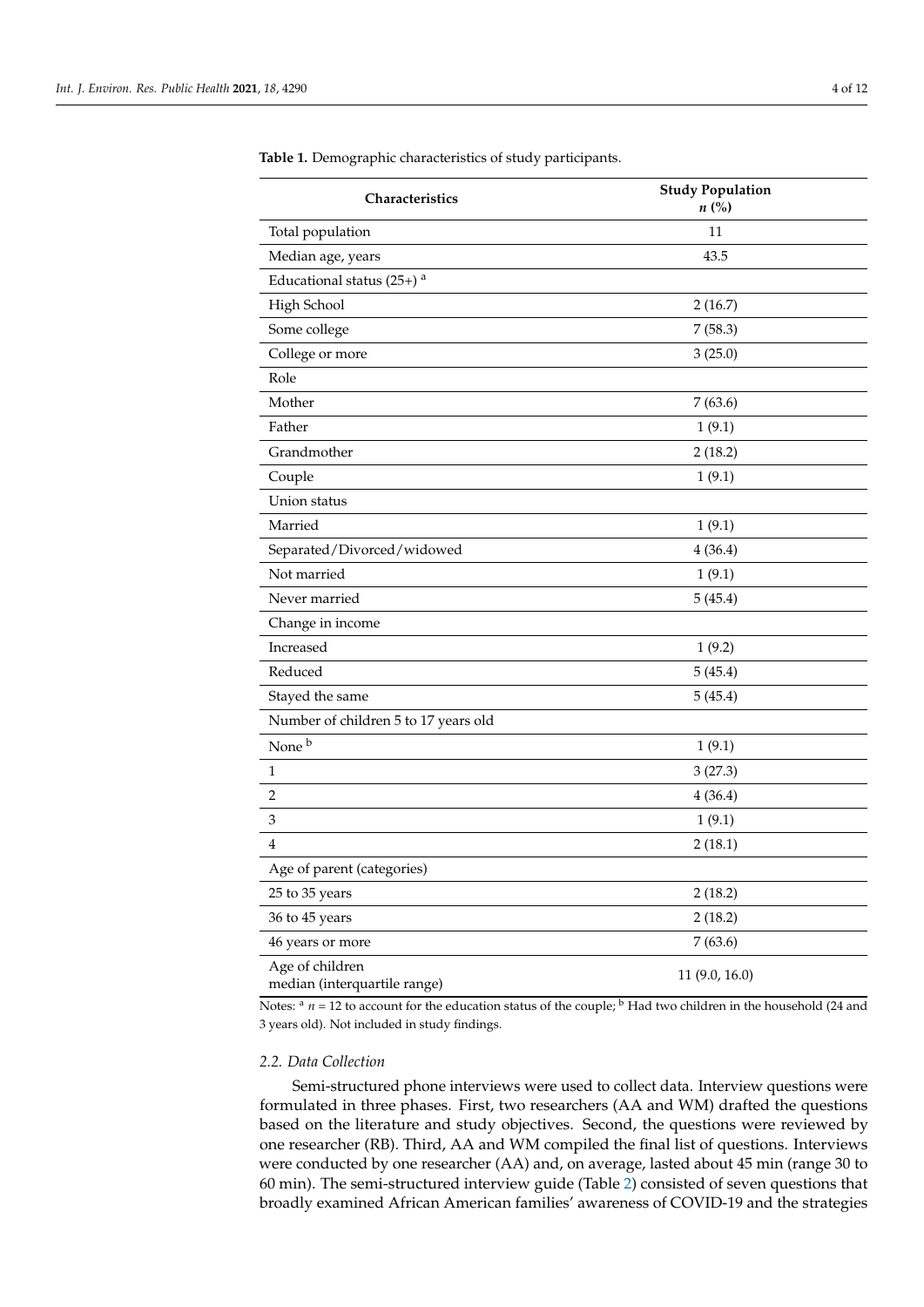**Table 1.** Demographic characteristics of study participants.

| Characteristics | Study Population $n$ (%) |
|---|---|
| Total population | 11 |
| Median age, years | 43.5 |
| Educational status (25+) [a] | |
| High School | 2 (16.7) |
| Some college | 7 (58.3) |
| College or more | 3 (25.0) |
| Role | |
| Mother | 7 (63.6) |
| Father | 1 (9.1) |
| Grandmother | 2 (18.2) |
| Couple | 1 (9.1) |
| Union status | |
| Married | 1 (9.1) |
| Separated/Divorced/widowed | 4 (36.4) |
| Not married | 1 (9.1) |
| Never married | 5 (45.4) |
| Change in income | |
| Increased | 1 (9.2) |
| Reduced | 5 (45.4) |
| Stayed the same | 5 (45.4) |
| Number of children 5 to 17 years old | |
| None [b] | 1 (9.1) |
| 1 | 3 (27.3) |
| 2 | 4 (36.4) |
| 3 | 1 (9.1) |
| 4 | 2 (18.1) |
| Age of parent (categories) | |
| 25 to 35 years | 2 (18.2) |
| 36 to 45 years | 2 (18.2) |
| 46 years or more | 7 (63.6) |
| Age of children median (interquartile range) | 11 (9.0, 16.0) |

Notes: [a] $n$ = 12 to account for the education status of the couple; [b] Had two children in the household (24 and 3 years old). Not included in study findings.

### 2.2. Data Collection

Semi-structured phone interviews were used to collect data. Interview questions were formulated in three phases. First, two researchers (AA and WM) drafted the questions based on the literature and study objectives. Second, the questions were reviewed by one researcher (RB). Third, AA and WM compiled the final list of questions. Interviews were conducted by one researcher (AA) and, on average, lasted about 45 min (range 30 to 60 min). The semi-structured interview guide (Table 2) consisted of seven questions that broadly examined African American families' awareness of COVID-19 and the strategies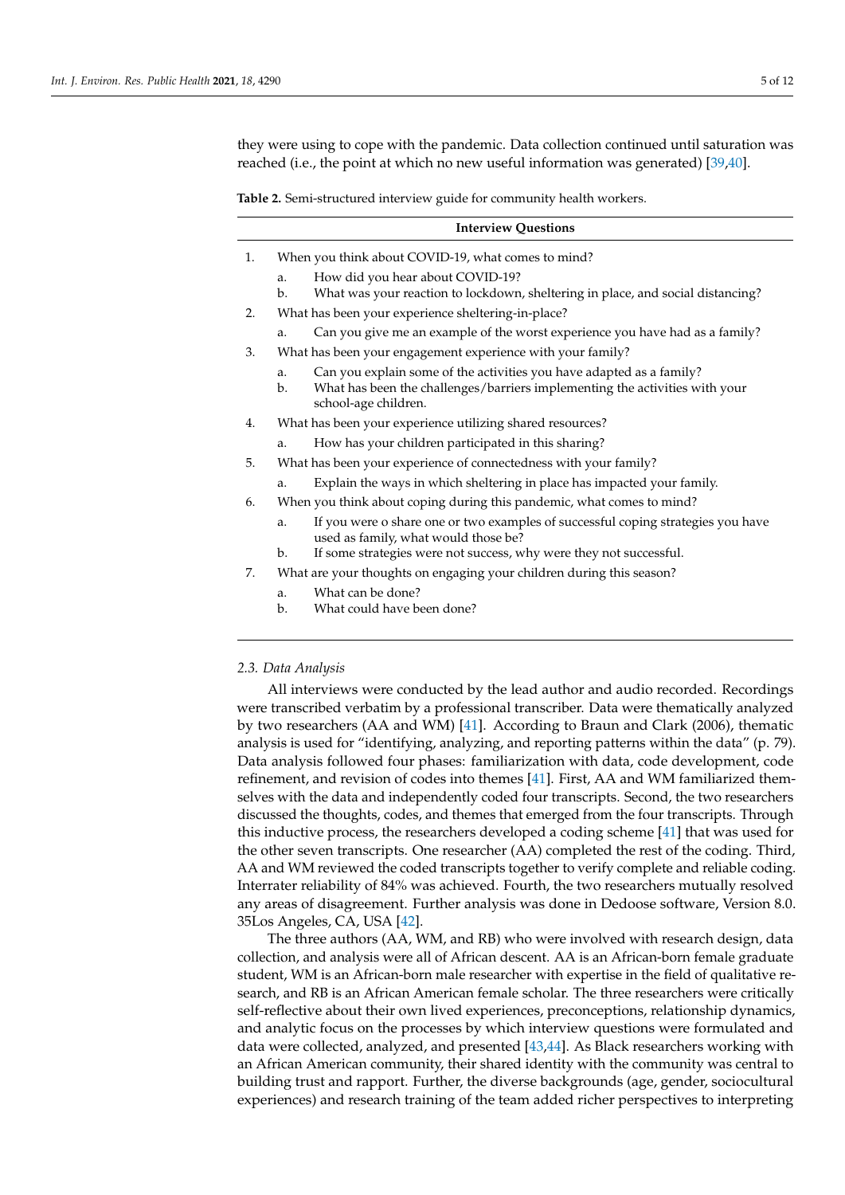they were using to cope with the pandemic. Data collection continued until saturation was reached (i.e., the point at which no new useful information was generated) [39,40].

**Table 2.** Semi-structured interview guide for community health workers.

| Interview Questions |
| --- |
| 1. When you think about COVID-19, what comes to mind?<br>a. How did you hear about COVID-19?<br>b. What was your reaction to lockdown, sheltering in place, and social distancing? |
| 2. What has been your experience sheltering-in-place?<br>a. Can you give me an example of the worst experience you have had as a family? |
| 3. What has been your engagement experience with your family?<br>a. Can you explain some of the activities you have adapted as a family?<br>b. What has been the challenges/barriers implementing the activities with your school-age children. |
| 4. What has been your experience utilizing shared resources?<br>a. How has your children participated in this sharing? |
| 5. What has been your experience of connectedness with your family?<br>a. Explain the ways in which sheltering in place has impacted your family. |
| 6. When you think about coping during this pandemic, what comes to mind?<br>a. If you were o share one or two examples of successful coping strategies you have used as family, what would those be?<br>b. If some strategies were not success, why were they not successful. |
| 7. What are your thoughts on engaging your children during this season?<br>a. What can be done?<br>b. What could have been done? |

### 2.3. Data Analysis

All interviews were conducted by the lead author and audio recorded. Recordings were transcribed verbatim by a professional transcriber. Data were thematically analyzed by two researchers (AA and WM) [41]. According to Braun and Clark (2006), thematic analysis is used for "identifying, analyzing, and reporting patterns within the data" (p. 79). Data analysis followed four phases: familiarization with data, code development, code refinement, and revision of codes into themes [41]. First, AA and WM familiarized themselves with the data and independently coded four transcripts. Second, the two researchers discussed the thoughts, codes, and themes that emerged from the four transcripts. Through this inductive process, the researchers developed a coding scheme [41] that was used for the other seven transcripts. One researcher (AA) completed the rest of the coding. Third, AA and WM reviewed the coded transcripts together to verify complete and reliable coding. Interrater reliability of 84% was achieved. Fourth, the two researchers mutually resolved any areas of disagreement. Further analysis was done in Dedoose software, Version 8.0. 35Los Angeles, CA, USA [42].

The three authors (AA, WM, and RB) who were involved with research design, data collection, and analysis were all of African descent. AA is an African-born female graduate student, WM is an African-born male researcher with expertise in the field of qualitative research, and RB is an African American female scholar. The three researchers were critically self-reflective about their own lived experiences, preconceptions, relationship dynamics, and analytic focus on the processes by which interview questions were formulated and data were collected, analyzed, and presented [43,44]. As Black researchers working with an African American community, their shared identity with the community was central to building trust and rapport. Further, the diverse backgrounds (age, gender, sociocultural experiences) and research training of the team added richer perspectives to interpreting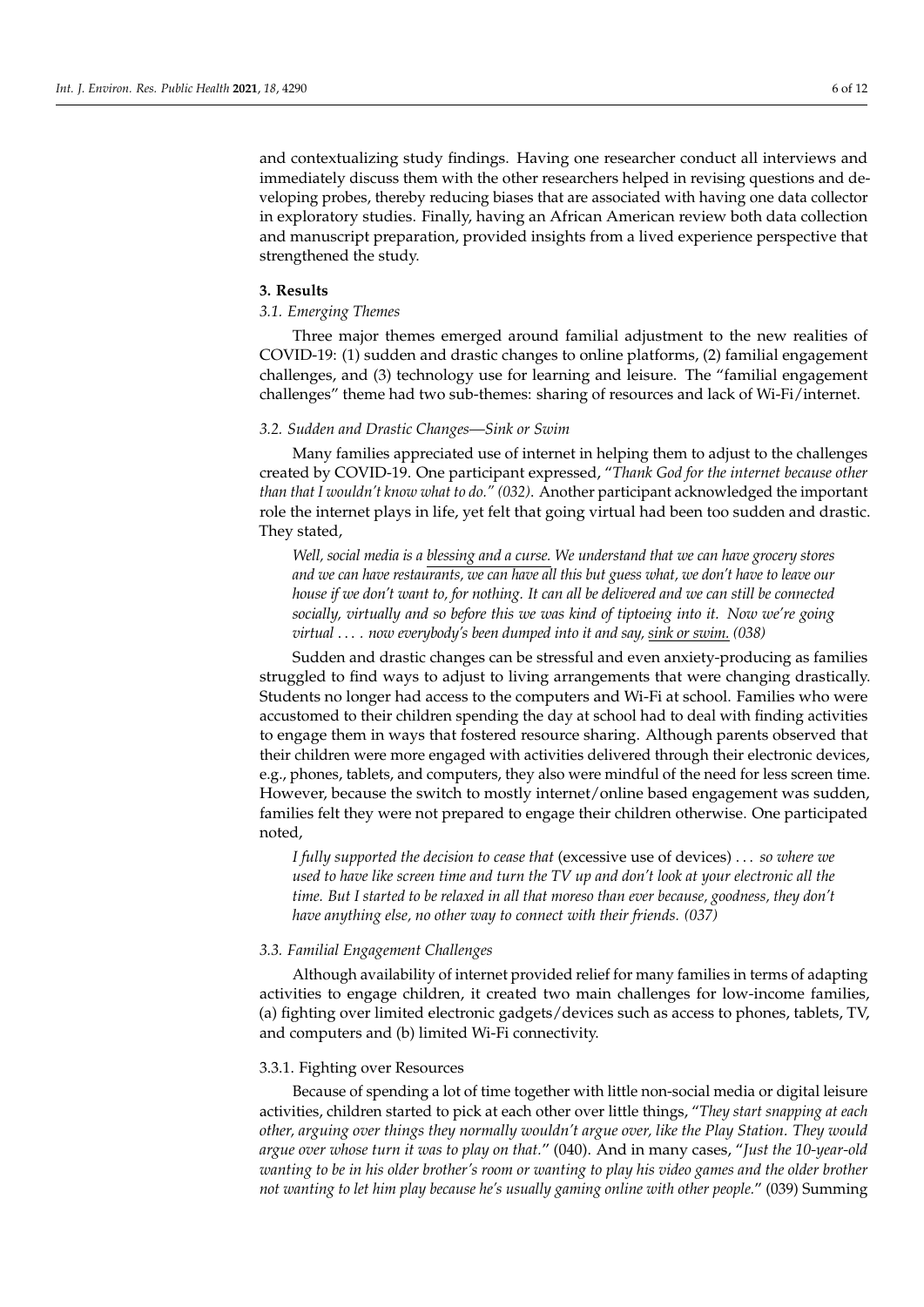and contextualizing study findings. Having one researcher conduct all interviews and immediately discuss them with the other researchers helped in revising questions and developing probes, thereby reducing biases that are associated with having one data collector in exploratory studies. Finally, having an African American review both data collection and manuscript preparation, provided insights from a lived experience perspective that strengthened the study.

## 3. Results

### 3.1. Emerging Themes

Three major themes emerged around familial adjustment to the new realities of COVID-19: (1) sudden and drastic changes to online platforms, (2) familial engagement challenges, and (3) technology use for learning and leisure. The "familial engagement challenges" theme had two sub-themes: sharing of resources and lack of Wi-Fi/internet.

### 3.2. Sudden and Drastic Changes—Sink or Swim

Many families appreciated use of internet in helping them to adjust to the challenges created by COVID-19. One participant expressed, "*Thank God for the internet because other than that I wouldn't know what to do." (032)*. Another participant acknowledged the important role the internet plays in life, yet felt that going virtual had been too sudden and drastic. They stated,

> *Well, social media is a <u>blessing and a curse</u>. We understand that we can have grocery stores and we can have restaurants, we can have all this but guess what, we don't have to leave our house if we don't want to, for nothing. It can all be delivered and we can still be connected socially, virtually and so before this we was kind of tiptoeing into it. Now we're going virtual . . . . now everybody's been dumped into it and say, <u>sink or swim.</u> (038)*

Sudden and drastic changes can be stressful and even anxiety-producing as families struggled to find ways to adjust to living arrangements that were changing drastically. Students no longer had access to the computers and Wi-Fi at school. Families who were accustomed to their children spending the day at school had to deal with finding activities to engage them in ways that fostered resource sharing. Although parents observed that their children were more engaged with activities delivered through their electronic devices, e.g., phones, tablets, and computers, they also were mindful of the need for less screen time. However, because the switch to mostly internet/online based engagement was sudden, families felt they were not prepared to engage their children otherwise. One participated noted,

> *I fully supported the decision to cease that* (excessive use of devices) *. . . so where we used to have like screen time and turn the TV up and don't look at your electronic all the time. But I started to be relaxed in all that moreso than ever because, goodness, they don't have anything else, no other way to connect with their friends. (037)*

### 3.3. Familial Engagement Challenges

Although availability of internet provided relief for many families in terms of adapting activities to engage children, it created two main challenges for low-income families, (a) fighting over limited electronic gadgets/devices such as access to phones, tablets, TV, and computers and (b) limited Wi-Fi connectivity.

#### 3.3.1. Fighting over Resources

Because of spending a lot of time together with little non-social media or digital leisure activities, children started to pick at each other over little things, "*They start snapping at each other, arguing over things they normally wouldn't argue over, like the Play Station. They would argue over whose turn it was to play on that.*" (040). And in many cases, "*Just the 10-year-old wanting to be in his older brother's room or wanting to play his video games and the older brother not wanting to let him play because he's usually gaming online with other people.*" (039) Summing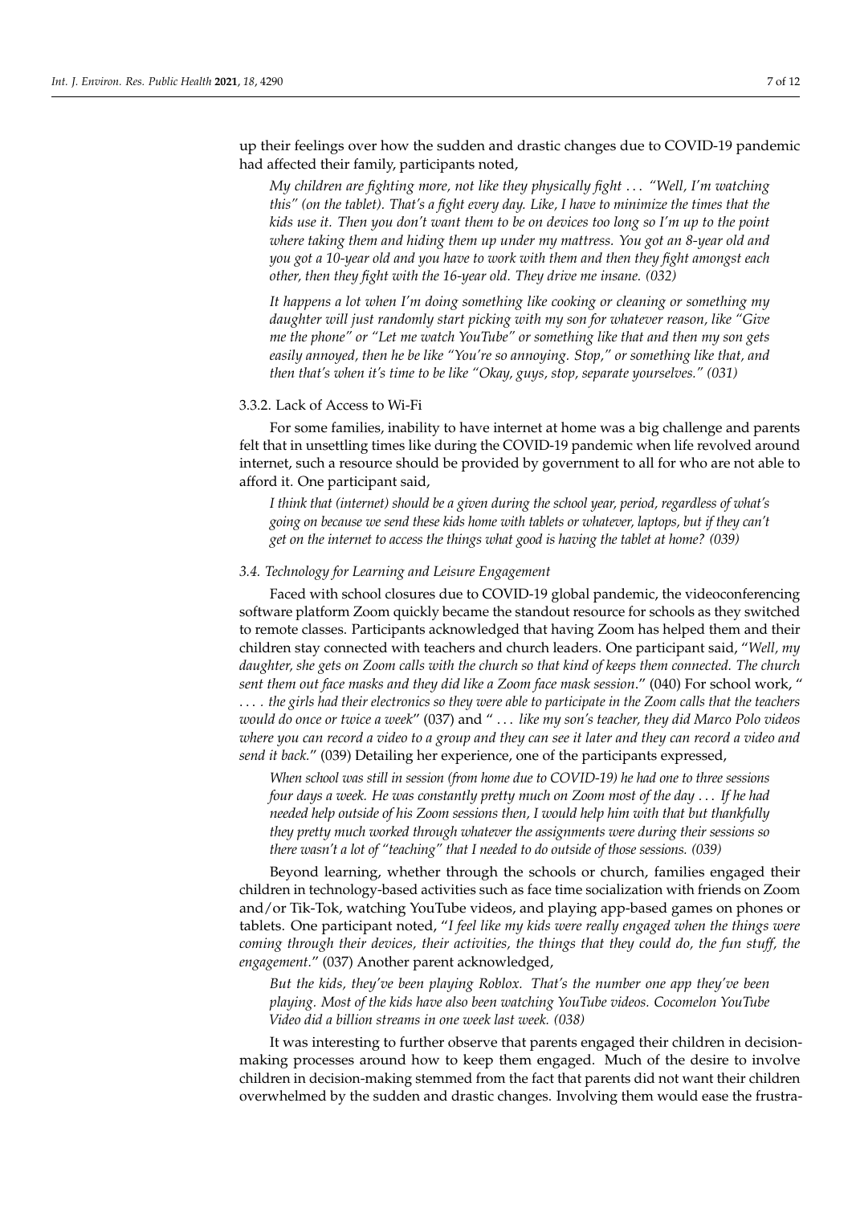up their feelings over how the sudden and drastic changes due to COVID-19 pandemic had affected their family, participants noted,

> *My children are fighting more, not like they physically fight . . . "Well, I'm watching this" (on the tablet). That's a fight every day. Like, I have to minimize the times that the kids use it. Then you don't want them to be on devices too long so I'm up to the point where taking them and hiding them up under my mattress. You got an 8-year old and you got a 10-year old and you have to work with them and then they fight amongst each other, then they fight with the 16-year old. They drive me insane. (032)*

> *It happens a lot when I'm doing something like cooking or cleaning or something my daughter will just randomly start picking with my son for whatever reason, like "Give me the phone" or "Let me watch YouTube" or something like that and then my son gets easily annoyed, then he be like "You're so annoying. Stop," or something like that, and then that's when it's time to be like "Okay, guys, stop, separate yourselves." (031)*

#### 3.3.2. Lack of Access to Wi-Fi

For some families, inability to have internet at home was a big challenge and parents felt that in unsettling times like during the COVID-19 pandemic when life revolved around internet, such a resource should be provided by government to all for who are not able to afford it. One participant said,

> *I think that (internet) should be a given during the school year, period, regardless of what's going on because we send these kids home with tablets or whatever, laptops, but if they can't get on the internet to access the things what good is having the tablet at home? (039)*

### *3.4. Technology for Learning and Leisure Engagement*

Faced with school closures due to COVID-19 global pandemic, the videoconferencing software platform Zoom quickly became the standout resource for schools as they switched to remote classes. Participants acknowledged that having Zoom has helped them and their children stay connected with teachers and church leaders. One participant said, "*Well, my daughter, she gets on Zoom calls with the church so that kind of keeps them connected. The church sent them out face masks and they did like a Zoom face mask session*." (040) For school work, "*. . . . the girls had their electronics so they were able to participate in the Zoom calls that the teachers would do once or twice a week*" (037) and "*. . . like my son's teacher, they did Marco Polo videos where you can record a video to a group and they can see it later and they can record a video and send it back.*" (039) Detailing her experience, one of the participants expressed,

> *When school was still in session (from home due to COVID-19) he had one to three sessions four days a week. He was constantly pretty much on Zoom most of the day . . . If he had needed help outside of his Zoom sessions then, I would help him with that but thankfully they pretty much worked through whatever the assignments were during their sessions so there wasn't a lot of "teaching" that I needed to do outside of those sessions. (039)*

Beyond learning, whether through the schools or church, families engaged their children in technology-based activities such as face time socialization with friends on Zoom and/or Tik-Tok, watching YouTube videos, and playing app-based games on phones or tablets. One participant noted, "*I feel like my kids were really engaged when the things were coming through their devices, their activities, the things that they could do, the fun stuff, the engagement.*" (037) Another parent acknowledged,

> *But the kids, they've been playing Roblox. That's the number one app they've been playing. Most of the kids have also been watching YouTube videos. Cocomelon YouTube Video did a billion streams in one week last week. (038)*

It was interesting to further observe that parents engaged their children in decision-making processes around how to keep them engaged. Much of the desire to involve children in decision-making stemmed from the fact that parents did not want their children overwhelmed by the sudden and drastic changes. Involving them would ease the frustra-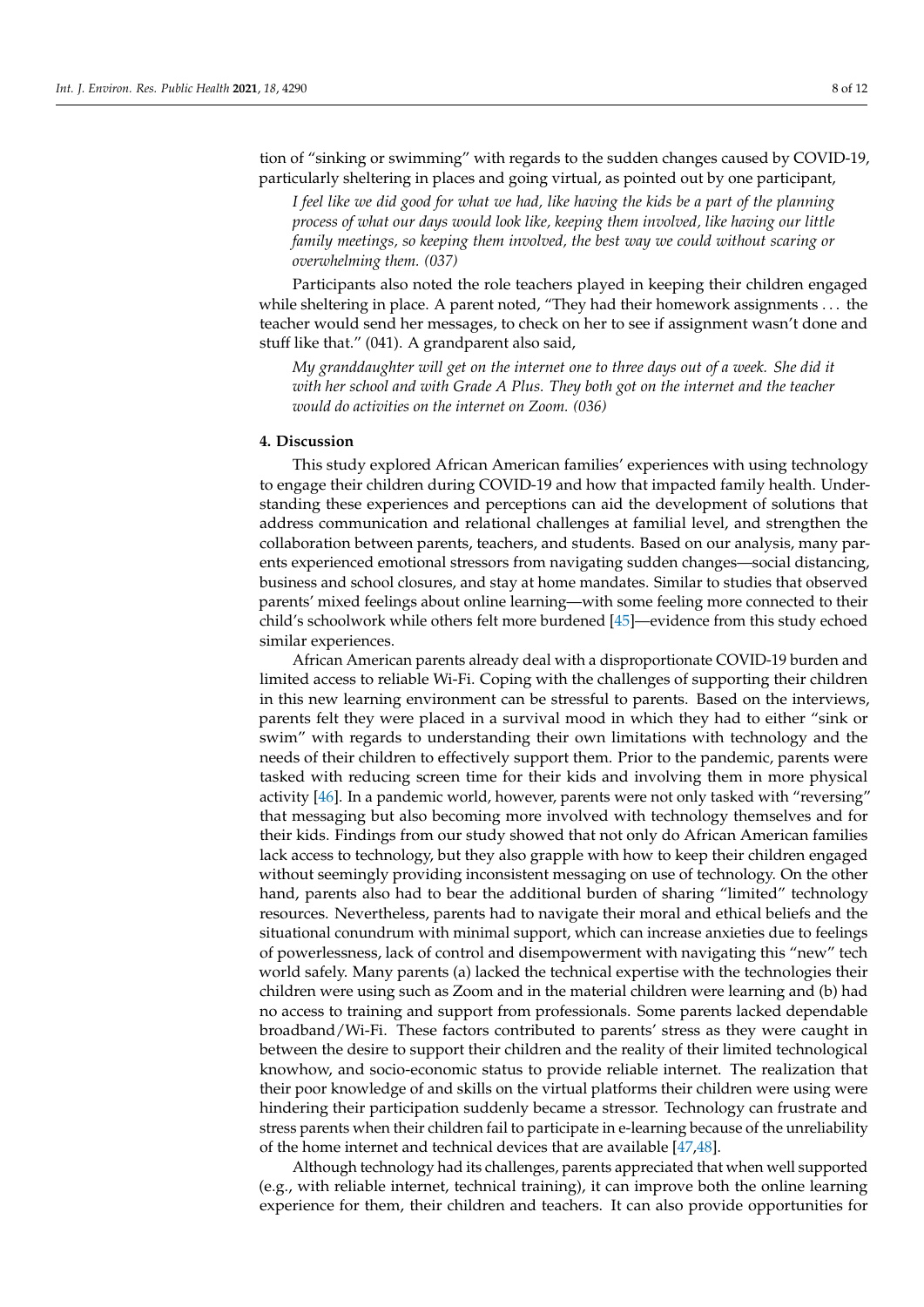tion of "sinking or swimming" with regards to the sudden changes caused by COVID-19, particularly sheltering in places and going virtual, as pointed out by one participant,

> *I feel like we did good for what we had, like having the kids be a part of the planning process of what our days would look like, keeping them involved, like having our little family meetings, so keeping them involved, the best way we could without scaring or overwhelming them. (037)*

Participants also noted the role teachers played in keeping their children engaged while sheltering in place. A parent noted, "They had their homework assignments . . . the teacher would send her messages, to check on her to see if assignment wasn't done and stuff like that." (041). A grandparent also said,

> *My granddaughter will get on the internet one to three days out of a week. She did it with her school and with Grade A Plus. They both got on the internet and the teacher would do activities on the internet on Zoom. (036)*

## 4. Discussion

This study explored African American families' experiences with using technology to engage their children during COVID-19 and how that impacted family health. Understanding these experiences and perceptions can aid the development of solutions that address communication and relational challenges at familial level, and strengthen the collaboration between parents, teachers, and students. Based on our analysis, many parents experienced emotional stressors from navigating sudden changes—social distancing, business and school closures, and stay at home mandates. Similar to studies that observed parents' mixed feelings about online learning—with some feeling more connected to their child's schoolwork while others felt more burdened [45]—evidence from this study echoed similar experiences.

African American parents already deal with a disproportionate COVID-19 burden and limited access to reliable Wi-Fi. Coping with the challenges of supporting their children in this new learning environment can be stressful to parents. Based on the interviews, parents felt they were placed in a survival mood in which they had to either "sink or swim" with regards to understanding their own limitations with technology and the needs of their children to effectively support them. Prior to the pandemic, parents were tasked with reducing screen time for their kids and involving them in more physical activity [46]. In a pandemic world, however, parents were not only tasked with "reversing" that messaging but also becoming more involved with technology themselves and for their kids. Findings from our study showed that not only do African American families lack access to technology, but they also grapple with how to keep their children engaged without seemingly providing inconsistent messaging on use of technology. On the other hand, parents also had to bear the additional burden of sharing "limited" technology resources. Nevertheless, parents had to navigate their moral and ethical beliefs and the situational conundrum with minimal support, which can increase anxieties due to feelings of powerlessness, lack of control and disempowerment with navigating this "new" tech world safely. Many parents (a) lacked the technical expertise with the technologies their children were using such as Zoom and in the material children were learning and (b) had no access to training and support from professionals. Some parents lacked dependable broadband/Wi-Fi. These factors contributed to parents' stress as they were caught in between the desire to support their children and the reality of their limited technological knowhow, and socio-economic status to provide reliable internet. The realization that their poor knowledge of and skills on the virtual platforms their children were using were hindering their participation suddenly became a stressor. Technology can frustrate and stress parents when their children fail to participate in e-learning because of the unreliability of the home internet and technical devices that are available [47,48].

Although technology had its challenges, parents appreciated that when well supported (e.g., with reliable internet, technical training), it can improve both the online learning experience for them, their children and teachers. It can also provide opportunities for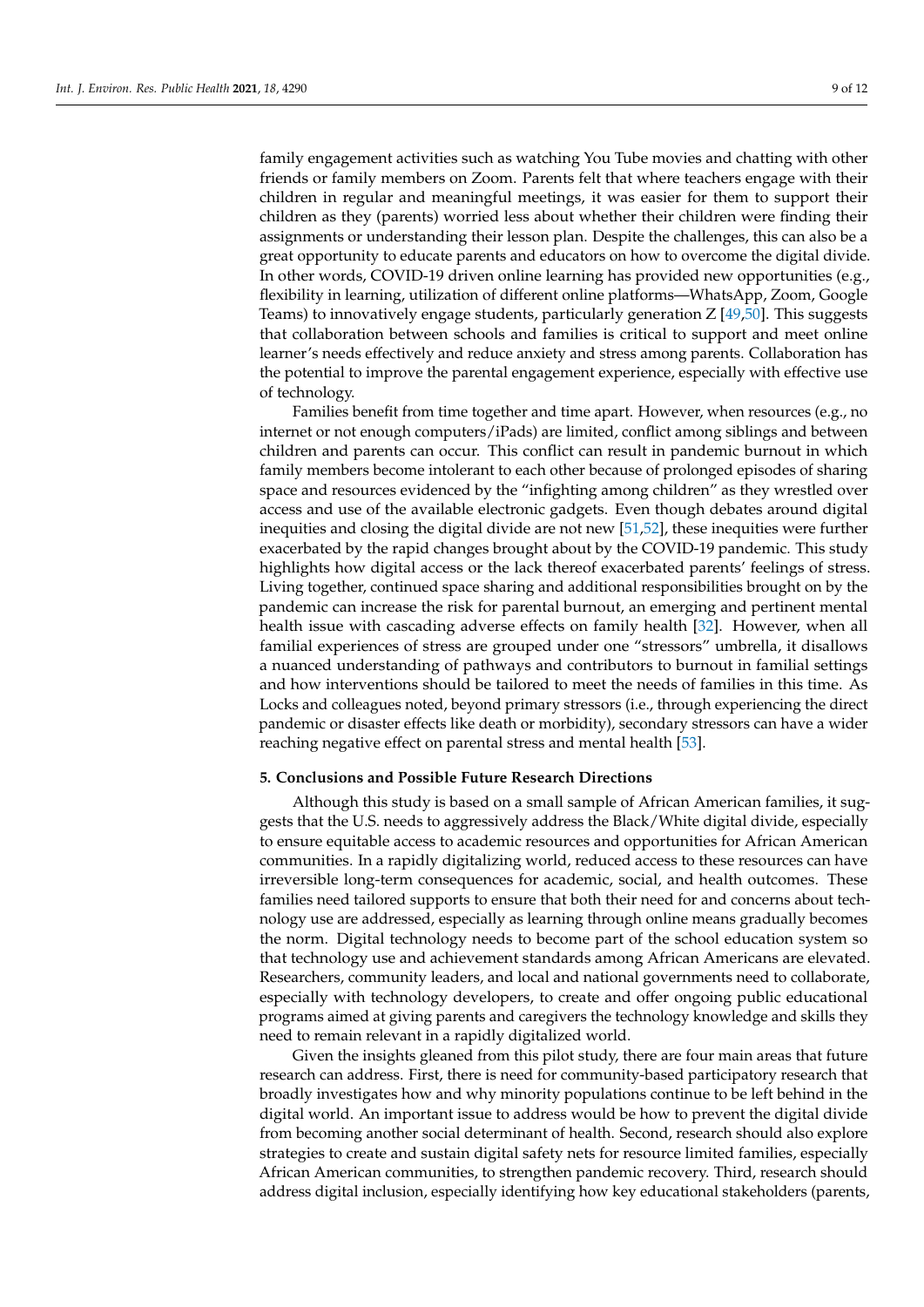family engagement activities such as watching You Tube movies and chatting with other friends or family members on Zoom. Parents felt that where teachers engage with their children in regular and meaningful meetings, it was easier for them to support their children as they (parents) worried less about whether their children were finding their assignments or understanding their lesson plan. Despite the challenges, this can also be a great opportunity to educate parents and educators on how to overcome the digital divide. In other words, COVID-19 driven online learning has provided new opportunities (e.g., flexibility in learning, utilization of different online platforms—WhatsApp, Zoom, Google Teams) to innovatively engage students, particularly generation Z [49,50]. This suggests that collaboration between schools and families is critical to support and meet online learner's needs effectively and reduce anxiety and stress among parents. Collaboration has the potential to improve the parental engagement experience, especially with effective use of technology.

Families benefit from time together and time apart. However, when resources (e.g., no internet or not enough computers/iPads) are limited, conflict among siblings and between children and parents can occur. This conflict can result in pandemic burnout in which family members become intolerant to each other because of prolonged episodes of sharing space and resources evidenced by the "infighting among children" as they wrestled over access and use of the available electronic gadgets. Even though debates around digital inequities and closing the digital divide are not new [51,52], these inequities were further exacerbated by the rapid changes brought about by the COVID-19 pandemic. This study highlights how digital access or the lack thereof exacerbated parents' feelings of stress. Living together, continued space sharing and additional responsibilities brought on by the pandemic can increase the risk for parental burnout, an emerging and pertinent mental health issue with cascading adverse effects on family health [32]. However, when all familial experiences of stress are grouped under one "stressors" umbrella, it disallows a nuanced understanding of pathways and contributors to burnout in familial settings and how interventions should be tailored to meet the needs of families in this time. As Locks and colleagues noted, beyond primary stressors (i.e., through experiencing the direct pandemic or disaster effects like death or morbidity), secondary stressors can have a wider reaching negative effect on parental stress and mental health [53].

## 5. Conclusions and Possible Future Research Directions

Although this study is based on a small sample of African American families, it suggests that the U.S. needs to aggressively address the Black/White digital divide, especially to ensure equitable access to academic resources and opportunities for African American communities. In a rapidly digitalizing world, reduced access to these resources can have irreversible long-term consequences for academic, social, and health outcomes. These families need tailored supports to ensure that both their need for and concerns about technology use are addressed, especially as learning through online means gradually becomes the norm. Digital technology needs to become part of the school education system so that technology use and achievement standards among African Americans are elevated. Researchers, community leaders, and local and national governments need to collaborate, especially with technology developers, to create and offer ongoing public educational programs aimed at giving parents and caregivers the technology knowledge and skills they need to remain relevant in a rapidly digitalized world.

Given the insights gleaned from this pilot study, there are four main areas that future research can address. First, there is need for community-based participatory research that broadly investigates how and why minority populations continue to be left behind in the digital world. An important issue to address would be how to prevent the digital divide from becoming another social determinant of health. Second, research should also explore strategies to create and sustain digital safety nets for resource limited families, especially African American communities, to strengthen pandemic recovery. Third, research should address digital inclusion, especially identifying how key educational stakeholders (parents,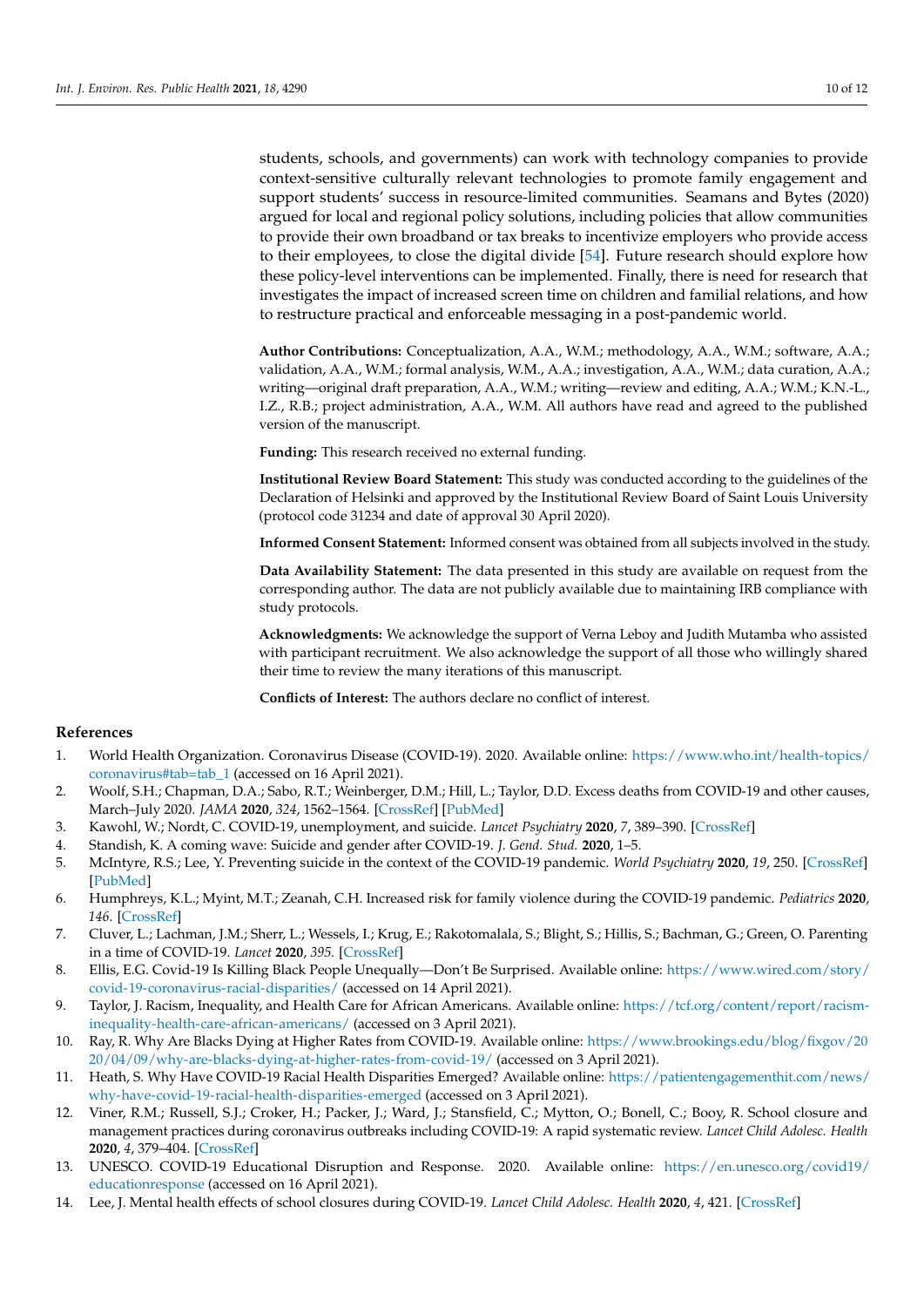students, schools, and governments) can work with technology companies to provide context-sensitive culturally relevant technologies to promote family engagement and support students' success in resource-limited communities. Seamans and Bytes (2020) argued for local and regional policy solutions, including policies that allow communities to provide their own broadband or tax breaks to incentivize employers who provide access to their employees, to close the digital divide [54]. Future research should explore how these policy-level interventions can be implemented. Finally, there is need for research that investigates the impact of increased screen time on children and familial relations, and how to restructure practical and enforceable messaging in a post-pandemic world.

**Author Contributions:** Conceptualization, A.A., W.M.; methodology, A.A., W.M.; software, A.A.; validation, A.A., W.M.; formal analysis, W.M., A.A.; investigation, A.A., W.M.; data curation, A.A.; writing—original draft preparation, A.A., W.M.; writing—review and editing, A.A.; W.M.; K.N.-L., I.Z., R.B.; project administration, A.A., W.M. All authors have read and agreed to the published version of the manuscript.

**Funding:** This research received no external funding.

**Institutional Review Board Statement:** This study was conducted according to the guidelines of the Declaration of Helsinki and approved by the Institutional Review Board of Saint Louis University (protocol code 31234 and date of approval 30 April 2020).

**Informed Consent Statement:** Informed consent was obtained from all subjects involved in the study.

**Data Availability Statement:** The data presented in this study are available on request from the corresponding author. The data are not publicly available due to maintaining IRB compliance with study protocols.

**Acknowledgments:** We acknowledge the support of Verna Leboy and Judith Mutamba who assisted with participant recruitment. We also acknowledge the support of all those who willingly shared their time to review the many iterations of this manuscript.

**Conflicts of Interest:** The authors declare no conflict of interest.

## References

1. World Health Organization. Coronavirus Disease (COVID-19). 2020. Available online: https://www.who.int/health-topics/coronavirus#tab=tab_1 (accessed on 16 April 2021).
2. Woolf, S.H.; Chapman, D.A.; Sabo, R.T.; Weinberger, D.M.; Hill, L.; Taylor, D.D. Excess deaths from COVID-19 and other causes, March–July 2020. *JAMA* **2020**, *324*, 1562–1564. [CrossRef] [PubMed]
3. Kawohl, W.; Nordt, C. COVID-19, unemployment, and suicide. *Lancet Psychiatry* **2020**, *7*, 389–390. [CrossRef]
4. Standish, K. A coming wave: Suicide and gender after COVID-19. *J. Gend. Stud.* **2020**, 1–5.
5. McIntyre, R.S.; Lee, Y. Preventing suicide in the context of the COVID-19 pandemic. *World Psychiatry* **2020**, *19*, 250. [CrossRef] [PubMed]
6. Humphreys, K.L.; Myint, M.T.; Zeanah, C.H. Increased risk for family violence during the COVID-19 pandemic. *Pediatrics* **2020**, *146*. [CrossRef]
7. Cluver, L.; Lachman, J.M.; Sherr, L.; Wessels, I.; Krug, E.; Rakotomalala, S.; Blight, S.; Hillis, S.; Bachman, G.; Green, O. Parenting in a time of COVID-19. *Lancet* **2020**, *395*. [CrossRef]
8. Ellis, E.G. Covid-19 Is Killing Black People Unequally—Don't Be Surprised. Available online: https://www.wired.com/story/covid-19-coronavirus-racial-disparities/ (accessed on 14 April 2021).
9. Taylor, J. Racism, Inequality, and Health Care for African Americans. Available online: https://tcf.org/content/report/racism-inequality-health-care-african-americans/ (accessed on 3 April 2021).
10. Ray, R. Why Are Blacks Dying at Higher Rates from COVID-19. Available online: https://www.brookings.edu/blog/fixgov/2020/04/09/why-are-blacks-dying-at-higher-rates-from-covid-19/ (accessed on 3 April 2021).
11. Heath, S. Why Have COVID-19 Racial Health Disparities Emerged? Available online: https://patientengagementhit.com/news/why-have-covid-19-racial-health-disparities-emerged (accessed on 3 April 2021).
12. Viner, R.M.; Russell, S.J.; Croker, H.; Packer, J.; Ward, J.; Stansfield, C.; Mytton, O.; Bonell, C.; Booy, R. School closure and management practices during coronavirus outbreaks including COVID-19: A rapid systematic review. *Lancet Child Adolesc. Health* **2020**, *4*, 379–404. [CrossRef]
13. UNESCO. COVID-19 Educational Disruption and Response. 2020. Available online: https://en.unesco.org/covid19/educationresponse (accessed on 16 April 2021).
14. Lee, J. Mental health effects of school closures during COVID-19. *Lancet Child Adolesc. Health* **2020**, *4*, 421. [CrossRef]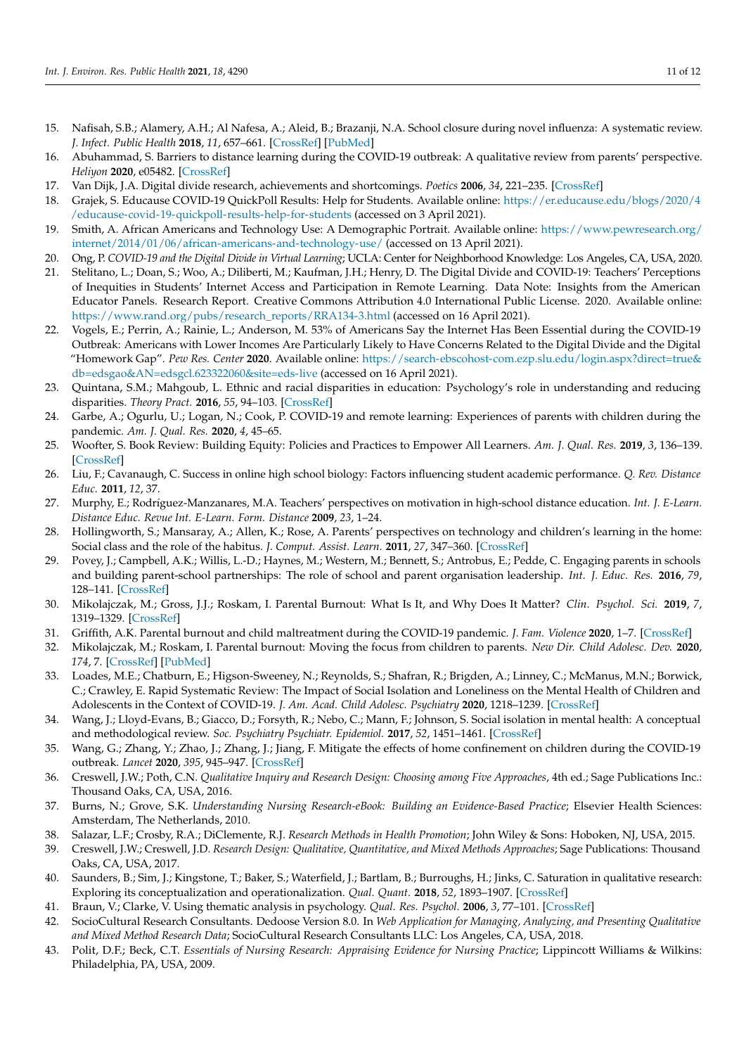15. Nafisah, S.B.; Alamery, A.H.; Al Nafesa, A.; Aleid, B.; Brazanji, N.A. School closure during novel influenza: A systematic review. *J. Infect. Public Health* **2018**, *11*, 657–661. [CrossRef] [PubMed]
16. Abuhammad, S. Barriers to distance learning during the COVID-19 outbreak: A qualitative review from parents' perspective. *Heliyon* **2020**, e05482. [CrossRef]
17. Van Dijk, J.A. Digital divide research, achievements and shortcomings. *Poetics* **2006**, *34*, 221–235. [CrossRef]
18. Grajek, S. Educause COVID-19 QuickPoll Results: Help for Students. Available online: https://er.educause.edu/blogs/2020/4/educause-covid-19-quickpoll-results-help-for-students (accessed on 3 April 2021).
19. Smith, A. African Americans and Technology Use: A Demographic Portrait. Available online: https://www.pewresearch.org/internet/2014/01/06/african-americans-and-technology-use/ (accessed on 13 April 2021).
20. Ong, P. *COVID-19 and the Digital Divide in Virtual Learning*; UCLA: Center for Neighborhood Knowledge: Los Angeles, CA, USA, 2020.
21. Stelitano, L.; Doan, S.; Woo, A.; Diliberti, M.; Kaufman, J.H.; Henry, D. The Digital Divide and COVID-19: Teachers' Perceptions of Inequities in Students' Internet Access and Participation in Remote Learning. Data Note: Insights from the American Educator Panels. Research Report. Creative Commons Attribution 4.0 International Public License. 2020. Available online: https://www.rand.org/pubs/research_reports/RRA134-3.html (accessed on 16 April 2021).
22. Vogels, E.; Perrin, A.; Rainie, L.; Anderson, M. 53% of Americans Say the Internet Has Been Essential during the COVID-19 Outbreak: Americans with Lower Incomes Are Particularly Likely to Have Concerns Related to the Digital Divide and the Digital "Homework Gap". *Pew Res. Center* **2020**. Available online: https://search-ebscohost-com.ezp.slu.edu/login.aspx?direct=true&db=edsgao&AN=edsgcl.623322060&site=eds-live (accessed on 16 April 2021).
23. Quintana, S.M.; Mahgoub, L. Ethnic and racial disparities in education: Psychology's role in understanding and reducing disparities. *Theory Pract.* **2016**, *55*, 94–103. [CrossRef]
24. Garbe, A.; Ogurlu, U.; Logan, N.; Cook, P. COVID-19 and remote learning: Experiences of parents with children during the pandemic. *Am. J. Qual. Res.* **2020**, *4*, 45–65.
25. Woofter, S. Book Review: Building Equity: Policies and Practices to Empower All Learners. *Am. J. Qual. Res.* **2019**, *3*, 136–139. [CrossRef]
26. Liu, F.; Cavanaugh, C. Success in online high school biology: Factors influencing student academic performance. *Q. Rev. Distance Educ.* **2011**, *12*, 37.
27. Murphy, E.; Rodríguez-Manzanares, M.A. Teachers' perspectives on motivation in high-school distance education. *Int. J. E-Learn. Distance Educ. Revue Int. E-Learn. Form. Distance* **2009**, *23*, 1–24.
28. Hollingworth, S.; Mansaray, A.; Allen, K.; Rose, A. Parents' perspectives on technology and children's learning in the home: Social class and the role of the habitus. *J. Comput. Assist. Learn.* **2011**, *27*, 347–360. [CrossRef]
29. Povey, J.; Campbell, A.K.; Willis, L.-D.; Haynes, M.; Western, M.; Bennett, S.; Antrobus, E.; Pedde, C. Engaging parents in schools and building parent-school partnerships: The role of school and parent organisation leadership. *Int. J. Educ. Res.* **2016**, *79*, 128–141. [CrossRef]
30. Mikolajczak, M.; Gross, J.J.; Roskam, I. Parental Burnout: What Is It, and Why Does It Matter? *Clin. Psychol. Sci.* **2019**, *7*, 1319–1329. [CrossRef]
31. Griffith, A.K. Parental burnout and child maltreatment during the COVID-19 pandemic. *J. Fam. Violence* **2020**, 1–7. [CrossRef]
32. Mikolajczak, M.; Roskam, I. Parental burnout: Moving the focus from children to parents. *New Dir. Child Adolesc. Dev.* **2020**, *174*, 7. [CrossRef] [PubMed]
33. Loades, M.E.; Chatburn, E.; Higson-Sweeney, N.; Reynolds, S.; Shafran, R.; Brigden, A.; Linney, C.; McManus, M.N.; Borwick, C.; Crawley, E. Rapid Systematic Review: The Impact of Social Isolation and Loneliness on the Mental Health of Children and Adolescents in the Context of COVID-19. *J. Am. Acad. Child Adolesc. Psychiatry* **2020**, 1218–1239. [CrossRef]
34. Wang, J.; Lloyd-Evans, B.; Giacco, D.; Forsyth, R.; Nebo, C.; Mann, F.; Johnson, S. Social isolation in mental health: A conceptual and methodological review. *Soc. Psychiatry Psychiatr. Epidemiol.* **2017**, *52*, 1451–1461. [CrossRef]
35. Wang, G.; Zhang, Y.; Zhao, J.; Zhang, J.; Jiang, F. Mitigate the effects of home confinement on children during the COVID-19 outbreak. *Lancet* **2020**, *395*, 945–947. [CrossRef]
36. Creswell, J.W.; Poth, C.N. *Qualitative Inquiry and Research Design: Choosing among Five Approaches*, 4th ed.; Sage Publications Inc.: Thousand Oaks, CA, USA, 2016.
37. Burns, N.; Grove, S.K. *Understanding Nursing Research-eBook: Building an Evidence-Based Practice*; Elsevier Health Sciences: Amsterdam, The Netherlands, 2010.
38. Salazar, L.F.; Crosby, R.A.; DiClemente, R.J. *Research Methods in Health Promotion*; John Wiley & Sons: Hoboken, NJ, USA, 2015.
39. Creswell, J.W.; Creswell, J.D. *Research Design: Qualitative, Quantitative, and Mixed Methods Approaches*; Sage Publications: Thousand Oaks, CA, USA, 2017.
40. Saunders, B.; Sim, J.; Kingstone, T.; Baker, S.; Waterfield, J.; Bartlam, B.; Burroughs, H.; Jinks, C. Saturation in qualitative research: Exploring its conceptualization and operationalization. *Qual. Quant.* **2018**, *52*, 1893–1907. [CrossRef]
41. Braun, V.; Clarke, V. Using thematic analysis in psychology. *Qual. Res. Psychol.* **2006**, *3*, 77–101. [CrossRef]
42. SocioCultural Research Consultants. Dedoose Version 8.0. In *Web Application for Managing, Analyzing, and Presenting Qualitative and Mixed Method Research Data*; SocioCultural Research Consultants LLC: Los Angeles, CA, USA, 2018.
43. Polit, D.F.; Beck, C.T. *Essentials of Nursing Research: Appraising Evidence for Nursing Practice*; Lippincott Williams & Wilkins: Philadelphia, PA, USA, 2009.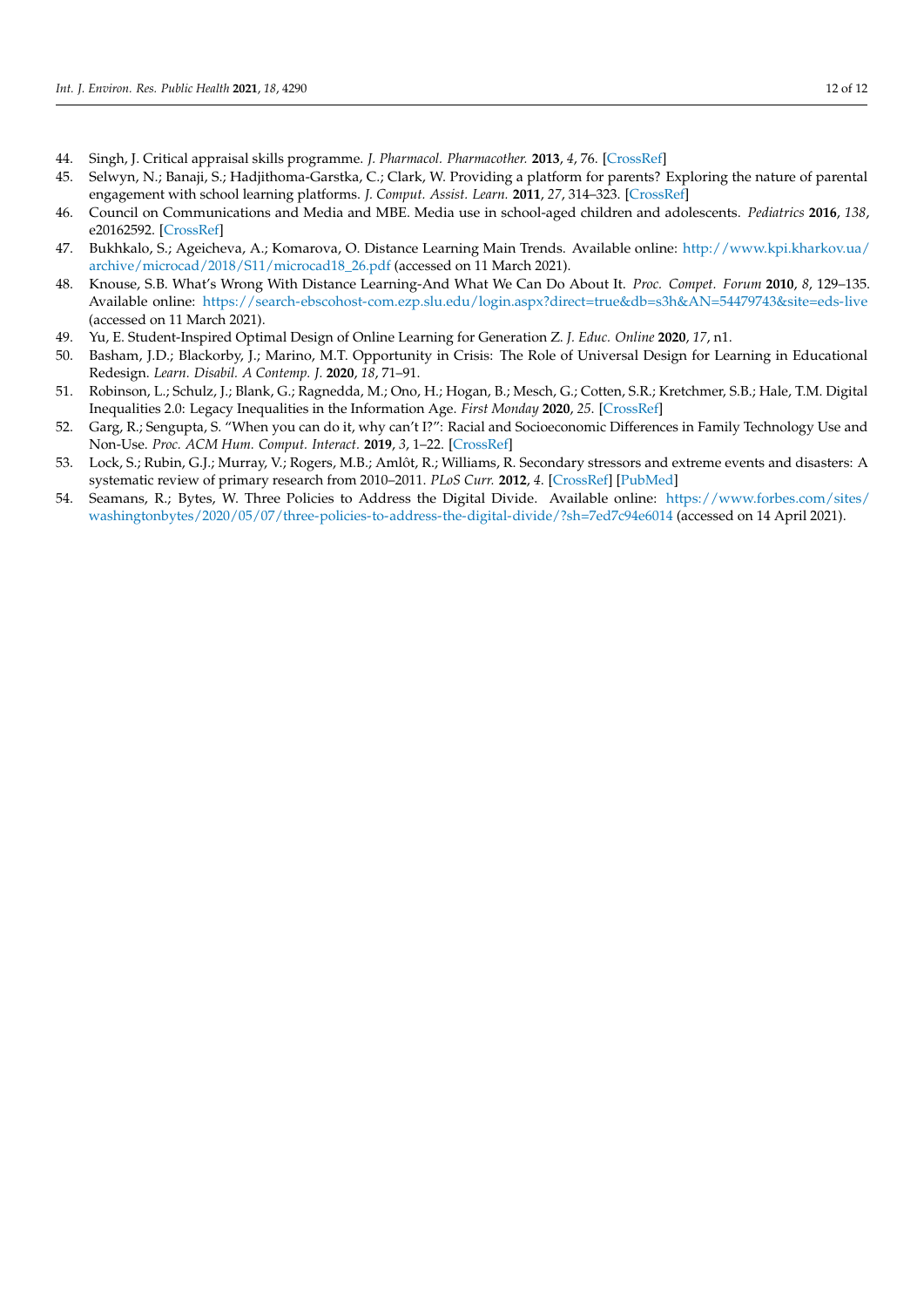44. Singh, J. Critical appraisal skills programme. *J. Pharmacol. Pharmacother.* **2013**, *4*, 76. [CrossRef]
45. Selwyn, N.; Banaji, S.; Hadjithoma-Garstka, C.; Clark, W. Providing a platform for parents? Exploring the nature of parental engagement with school learning platforms. *J. Comput. Assist. Learn.* **2011**, *27*, 314–323. [CrossRef]
46. Council on Communications and Media and MBE. Media use in school-aged children and adolescents. *Pediatrics* **2016**, *138*, e20162592. [CrossRef]
47. Bukhkalo, S.; Ageicheva, A.; Komarova, O. Distance Learning Main Trends. Available online: http://www.kpi.kharkov.ua/archive/microcad/2018/S11/microcad18_26.pdf (accessed on 11 March 2021).
48. Knouse, S.B. What's Wrong With Distance Learning-And What We Can Do About It. *Proc. Compet. Forum* **2010**, *8*, 129–135. Available online: https://search-ebscohost-com.ezp.slu.edu/login.aspx?direct=true&db=s3h&AN=54479743&site=eds-live (accessed on 11 March 2021).
49. Yu, E. Student-Inspired Optimal Design of Online Learning for Generation Z. *J. Educ. Online* **2020**, *17*, n1.
50. Basham, J.D.; Blackorby, J.; Marino, M.T. Opportunity in Crisis: The Role of Universal Design for Learning in Educational Redesign. *Learn. Disabil. A Contemp. J.* **2020**, *18*, 71–91.
51. Robinson, L.; Schulz, J.; Blank, G.; Ragnedda, M.; Ono, H.; Hogan, B.; Mesch, G.; Cotten, S.R.; Kretchmer, S.B.; Hale, T.M. Digital Inequalities 2.0: Legacy Inequalities in the Information Age. *First Monday* **2020**, *25*. [CrossRef]
52. Garg, R.; Sengupta, S. "When you can do it, why can't I?": Racial and Socioeconomic Differences in Family Technology Use and Non-Use. *Proc. ACM Hum. Comput. Interact.* **2019**, *3*, 1–22. [CrossRef]
53. Lock, S.; Rubin, G.J.; Murray, V.; Rogers, M.B.; Amlôt, R.; Williams, R. Secondary stressors and extreme events and disasters: A systematic review of primary research from 2010–2011. *PLoS Curr.* **2012**, *4*. [CrossRef] [PubMed]
54. Seamans, R.; Bytes, W. Three Policies to Address the Digital Divide. Available online: https://www.forbes.com/sites/washingtonbytes/2020/05/07/three-policies-to-address-the-digital-divide/?sh=7ed7c94e6014 (accessed on 14 April 2021).